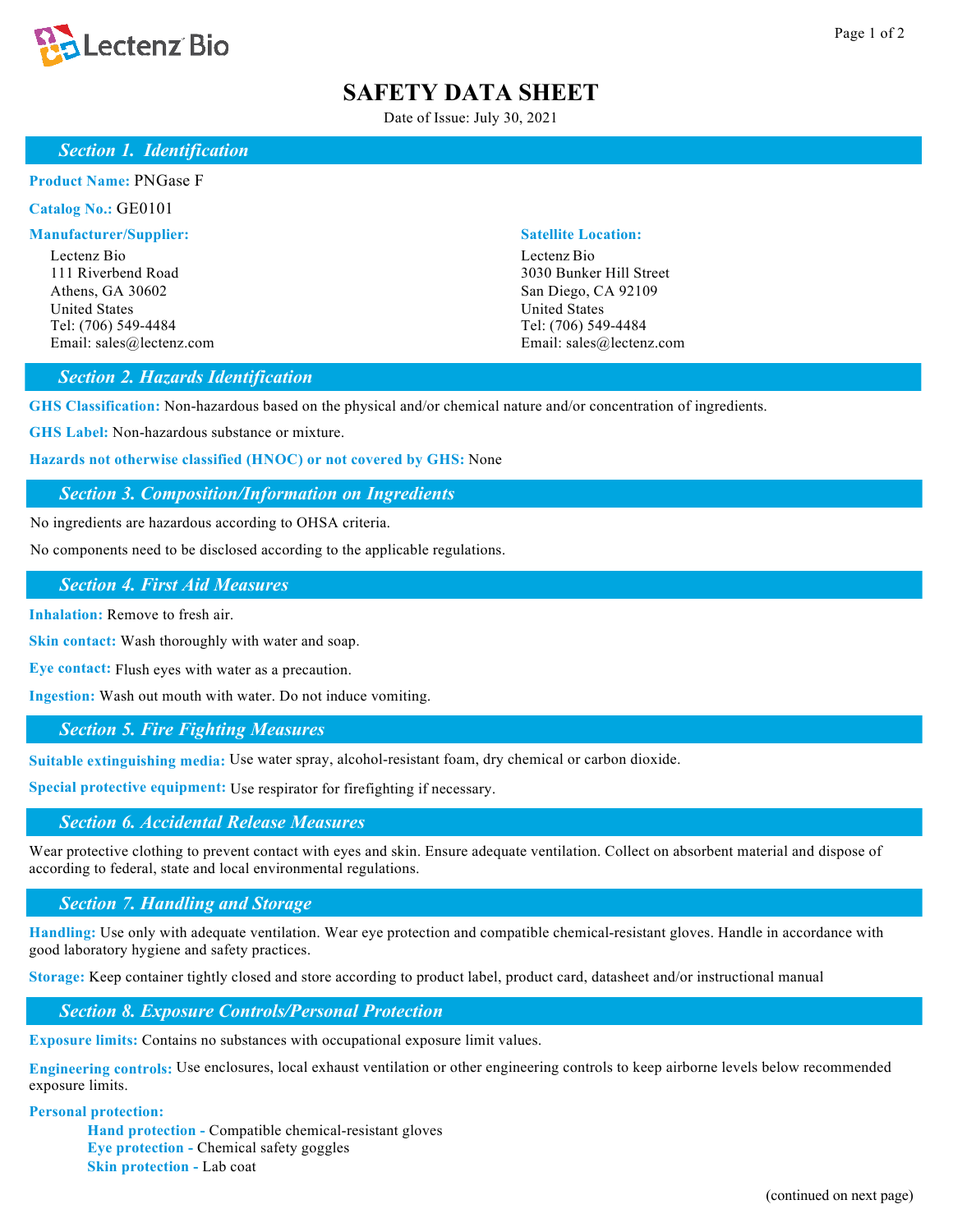# SAFETY DATA SHEET

Date of Issue: July 30, 2021

## Section 1. Identification

**Product Name:** PNGase F

**Catalog No.:** GE0101

**Manufacturer/Supplier:**

Lectenz Bio
111 Riverbend Road
Athens, GA 30602
United States
Tel: (706) 549-4484
Email: sales@lectenz.com

**Satellite Location:**

Lectenz Bio
3030 Bunker Hill Street
San Diego, CA 92109
United States
Tel: (706) 549-4484
Email: sales@lectenz.com

## Section 2. Hazards Identification

**GHS Classification:** Non-hazardous based on the physical and/or chemical nature and/or concentration of ingredients.

**GHS Label:** Non-hazardous substance or mixture.

**Hazards not otherwise classified (HNOC) or not covered by GHS:** None

## Section 3. Composition/Information on Ingredients

No ingredients are hazardous according to OHSA criteria.

No components need to be disclosed according to the applicable regulations.

## Section 4. First Aid Measures

**Inhalation:** Remove to fresh air.

**Skin contact:** Wash thoroughly with water and soap.

**Eye contact:** Flush eyes with water as a precaution.

**Ingestion:** Wash out mouth with water. Do not induce vomiting.

## Section 5. Fire Fighting Measures

**Suitable extinguishing media:** Use water spray, alcohol-resistant foam, dry chemical or carbon dioxide.

**Special protective equipment:** Use respirator for firefighting if necessary.

## Section 6. Accidental Release Measures

Wear protective clothing to prevent contact with eyes and skin. Ensure adequate ventilation. Collect on absorbent material and dispose of according to federal, state and local environmental regulations.

## Section 7. Handling and Storage

**Handling:** Use only with adequate ventilation. Wear eye protection and compatible chemical-resistant gloves. Handle in accordance with good laboratory hygiene and safety practices.

**Storage:** Keep container tightly closed and store according to product label, product card, datasheet and/or instructional manual

## Section 8. Exposure Controls/Personal Protection

**Exposure limits:** Contains no substances with occupational exposure limit values.

**Engineering controls:** Use enclosures, local exhaust ventilation or other engineering controls to keep airborne levels below recommended exposure limits.

**Personal protection:**

- **Hand protection -** Compatible chemical-resistant gloves
- **Eye protection -** Chemical safety goggles
- **Skin protection -** Lab coat

(continued on next page)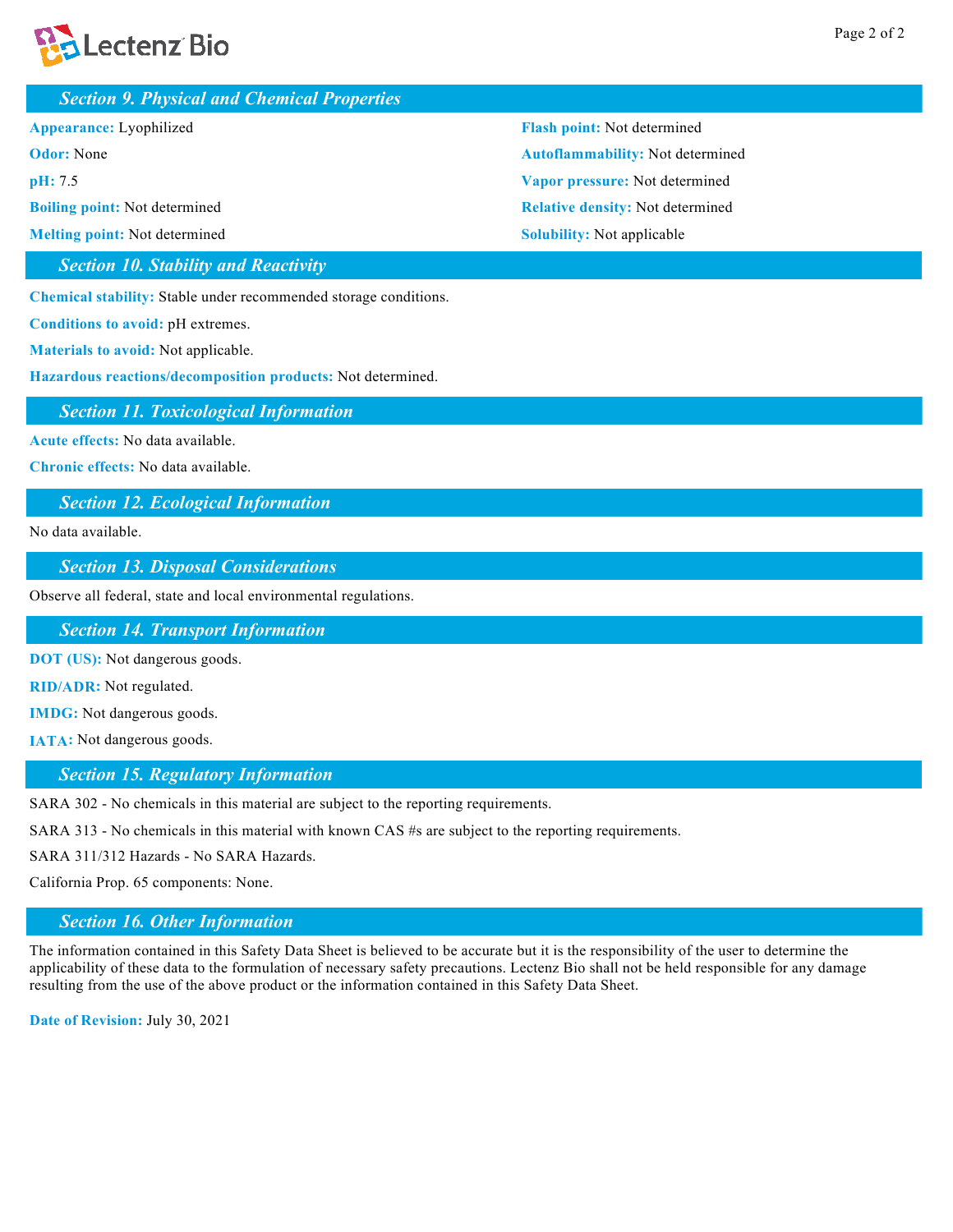## Section 9. Physical and Chemical Properties

**Appearance:** Lyophilized

**Odor:** None

**pH:** 7.5

**Boiling point:** Not determined

**Melting point:** Not determined

**Flash point:** Not determined

**Autoflammability:** Not determined

**Vapor pressure:** Not determined

**Relative density:** Not determined

**Solubility:** Not applicable

## Section 10. Stability and Reactivity

**Chemical stability:** Stable under recommended storage conditions.

**Conditions to avoid:** pH extremes.

**Materials to avoid:** Not applicable.

**Hazardous reactions/decomposition products:** Not determined.

## Section 11. Toxicological Information

**Acute effects:** No data available.

**Chronic effects:** No data available.

## Section 12. Ecological Information

No data available.

## Section 13. Disposal Considerations

Observe all federal, state and local environmental regulations.

## Section 14. Transport Information

**DOT (US):** Not dangerous goods.

**RID/ADR:** Not regulated.

**IMDG:** Not dangerous goods.

**IATA:** Not dangerous goods.

## Section 15. Regulatory Information

SARA 302 - No chemicals in this material are subject to the reporting requirements.

SARA 313 - No chemicals in this material with known CAS #s are subject to the reporting requirements.

SARA 311/312 Hazards - No SARA Hazards.

California Prop. 65 components: None.

## Section 16. Other Information

The information contained in this Safety Data Sheet is believed to be accurate but it is the responsibility of the user to determine the applicability of these data to the formulation of necessary safety precautions. Lectenz Bio shall not be held responsible for any damage resulting from the use of the above product or the information contained in this Safety Data Sheet.

**Date of Revision:** July 30, 2021